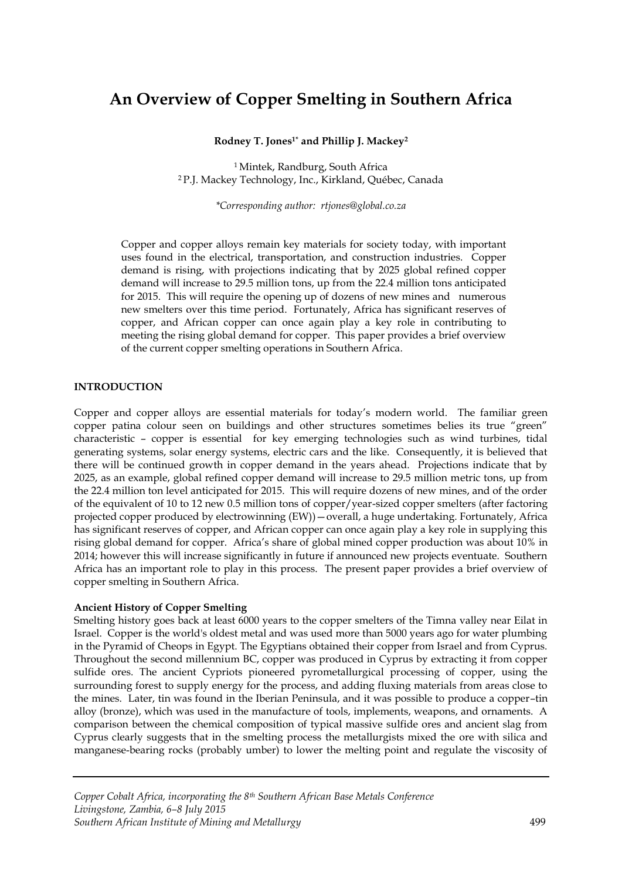# An Overview of Copper Smelting in Southern Africa

**Rodney T. Jones[1*] and Phillip J. Mackey[2]**

[1] Mintek, Randburg, South Africa
[2] P.J. Mackey Technology, Inc., Kirkland, Québec, Canada

*\*Corresponding author: rtjones@global.co.za*

Copper and copper alloys remain key materials for society today, with important uses found in the electrical, transportation, and construction industries. Copper demand is rising, with projections indicating that by 2025 global refined copper demand will increase to 29.5 million tons, up from the 22.4 million tons anticipated for 2015. This will require the opening up of dozens of new mines and numerous new smelters over this time period. Fortunately, Africa has significant reserves of copper, and African copper can once again play a key role in contributing to meeting the rising global demand for copper. This paper provides a brief overview of the current copper smelting operations in Southern Africa.

## INTRODUCTION

Copper and copper alloys are essential materials for today's modern world. The familiar green copper patina colour seen on buildings and other structures sometimes belies its true "green" characteristic – copper is essential for key emerging technologies such as wind turbines, tidal generating systems, solar energy systems, electric cars and the like. Consequently, it is believed that there will be continued growth in copper demand in the years ahead. Projections indicate that by 2025, as an example, global refined copper demand will increase to 29.5 million metric tons, up from the 22.4 million ton level anticipated for 2015. This will require dozens of new mines, and of the order of the equivalent of 10 to 12 new 0.5 million tons of copper/year-sized copper smelters (after factoring projected copper produced by electrowinning (EW))—overall, a huge undertaking. Fortunately, Africa has significant reserves of copper, and African copper can once again play a key role in supplying this rising global demand for copper. Africa's share of global mined copper production was about 10% in 2014; however this will increase significantly in future if announced new projects eventuate. Southern Africa has an important role to play in this process. The present paper provides a brief overview of copper smelting in Southern Africa.

### Ancient History of Copper Smelting

Smelting history goes back at least 6000 years to the copper smelters of the Timna valley near Eilat in Israel. Copper is the world's oldest metal and was used more than 5000 years ago for water plumbing in the Pyramid of Cheops in Egypt. The Egyptians obtained their copper from Israel and from Cyprus. Throughout the second millennium BC, copper was produced in Cyprus by extracting it from copper sulfide ores. The ancient Cypriots pioneered pyrometallurgical processing of copper, using the surrounding forest to supply energy for the process, and adding fluxing materials from areas close to the mines. Later, tin was found in the Iberian Peninsula, and it was possible to produce a copper–tin alloy (bronze), which was used in the manufacture of tools, implements, weapons, and ornaments. A comparison between the chemical composition of typical massive sulfide ores and ancient slag from Cyprus clearly suggests that in the smelting process the metallurgists mixed the ore with silica and manganese-bearing rocks (probably umber) to lower the melting point and regulate the viscosity of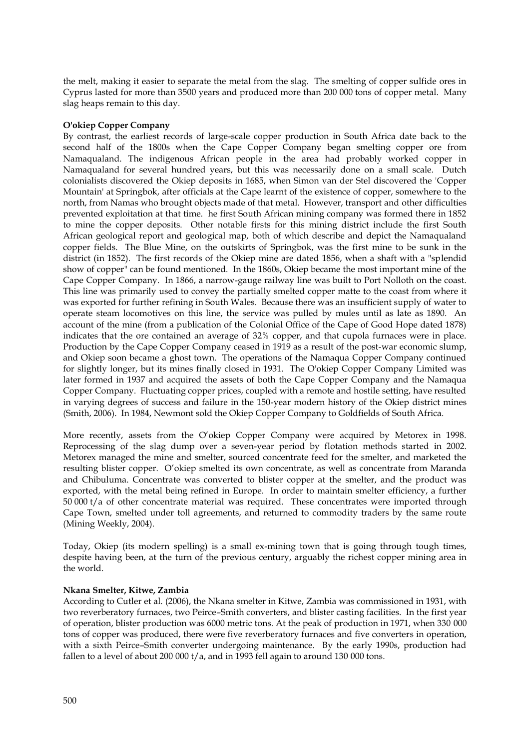the melt, making it easier to separate the metal from the slag. The smelting of copper sulfide ores in Cyprus lasted for more than 3500 years and produced more than 200 000 tons of copper metal. Many slag heaps remain to this day.

**O'okiep Copper Company**

By contrast, the earliest records of large-scale copper production in South Africa date back to the second half of the 1800s when the Cape Copper Company began smelting copper ore from Namaqualand. The indigenous African people in the area had probably worked copper in Namaqualand for several hundred years, but this was necessarily done on a small scale. Dutch colonialists discovered the Okiep deposits in 1685, when Simon van der Stel discovered the 'Copper Mountain' at Springbok, after officials at the Cape learnt of the existence of copper, somewhere to the north, from Namas who brought objects made of that metal. However, transport and other difficulties prevented exploitation at that time. he first South African mining company was formed there in 1852 to mine the copper deposits. Other notable firsts for this mining district include the first South African geological report and geological map, both of which describe and depict the Namaqualand copper fields. The Blue Mine, on the outskirts of Springbok, was the first mine to be sunk in the district (in 1852). The first records of the Okiep mine are dated 1856, when a shaft with a "splendid show of copper" can be found mentioned. In the 1860s, Okiep became the most important mine of the Cape Copper Company. In 1866, a narrow-gauge railway line was built to Port Nolloth on the coast. This line was primarily used to convey the partially smelted copper matte to the coast from where it was exported for further refining in South Wales. Because there was an insufficient supply of water to operate steam locomotives on this line, the service was pulled by mules until as late as 1890. An account of the mine (from a publication of the Colonial Office of the Cape of Good Hope dated 1878) indicates that the ore contained an average of 32% copper, and that cupola furnaces were in place. Production by the Cape Copper Company ceased in 1919 as a result of the post-war economic slump, and Okiep soon became a ghost town. The operations of the Namaqua Copper Company continued for slightly longer, but its mines finally closed in 1931. The O'okiep Copper Company Limited was later formed in 1937 and acquired the assets of both the Cape Copper Company and the Namaqua Copper Company. Fluctuating copper prices, coupled with a remote and hostile setting, have resulted in varying degrees of success and failure in the 150-year modern history of the Okiep district mines (Smith, 2006). In 1984, Newmont sold the Okiep Copper Company to Goldfields of South Africa.

More recently, assets from the O'okiep Copper Company were acquired by Metorex in 1998. Reprocessing of the slag dump over a seven-year period by flotation methods started in 2002. Metorex managed the mine and smelter, sourced concentrate feed for the smelter, and marketed the resulting blister copper. O'okiep smelted its own concentrate, as well as concentrate from Maranda and Chibuluma. Concentrate was converted to blister copper at the smelter, and the product was exported, with the metal being refined in Europe. In order to maintain smelter efficiency, a further 50 000 t/a of other concentrate material was required. These concentrates were imported through Cape Town, smelted under toll agreements, and returned to commodity traders by the same route (Mining Weekly, 2004).

Today, Okiep (its modern spelling) is a small ex-mining town that is going through tough times, despite having been, at the turn of the previous century, arguably the richest copper mining area in the world.

**Nkana Smelter, Kitwe, Zambia**

According to Cutler et al. (2006), the Nkana smelter in Kitwe, Zambia was commissioned in 1931, with two reverberatory furnaces, two Peirce–Smith converters, and blister casting facilities. In the first year of operation, blister production was 6000 metric tons. At the peak of production in 1971, when 330 000 tons of copper was produced, there were five reverberatory furnaces and five converters in operation, with a sixth Peirce–Smith converter undergoing maintenance. By the early 1990s, production had fallen to a level of about 200 000 t/a, and in 1993 fell again to around 130 000 tons.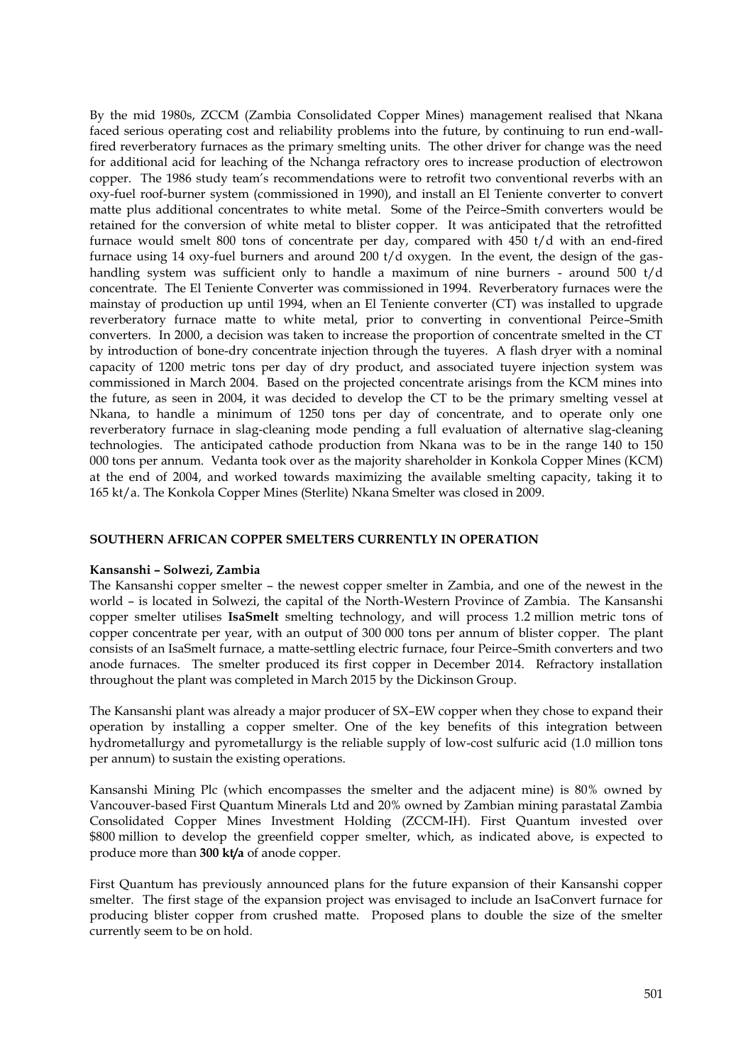By the mid 1980s, ZCCM (Zambia Consolidated Copper Mines) management realised that Nkana faced serious operating cost and reliability problems into the future, by continuing to run end-wall-fired reverberatory furnaces as the primary smelting units. The other driver for change was the need for additional acid for leaching of the Nchanga refractory ores to increase production of electrowon copper. The 1986 study team's recommendations were to retrofit two conventional reverbs with an oxy-fuel roof-burner system (commissioned in 1990), and install an El Teniente converter to convert matte plus additional concentrates to white metal. Some of the Peirce–Smith converters would be retained for the conversion of white metal to blister copper. It was anticipated that the retrofitted furnace would smelt 800 tons of concentrate per day, compared with 450 t/d with an end-fired furnace using 14 oxy-fuel burners and around 200 t/d oxygen. In the event, the design of the gas-handling system was sufficient only to handle a maximum of nine burners - around 500 t/d concentrate. The El Teniente Converter was commissioned in 1994. Reverberatory furnaces were the mainstay of production up until 1994, when an El Teniente converter (CT) was installed to upgrade reverberatory furnace matte to white metal, prior to converting in conventional Peirce–Smith converters. In 2000, a decision was taken to increase the proportion of concentrate smelted in the CT by introduction of bone-dry concentrate injection through the tuyeres. A flash dryer with a nominal capacity of 1200 metric tons per day of dry product, and associated tuyere injection system was commissioned in March 2004. Based on the projected concentrate arisings from the KCM mines into the future, as seen in 2004, it was decided to develop the CT to be the primary smelting vessel at Nkana, to handle a minimum of 1250 tons per day of concentrate, and to operate only one reverberatory furnace in slag-cleaning mode pending a full evaluation of alternative slag-cleaning technologies. The anticipated cathode production from Nkana was to be in the range 140 to 150 000 tons per annum. Vedanta took over as the majority shareholder in Konkola Copper Mines (KCM) at the end of 2004, and worked towards maximizing the available smelting capacity, taking it to 165 kt/a. The Konkola Copper Mines (Sterlite) Nkana Smelter was closed in 2009.

## SOUTHERN AFRICAN COPPER SMELTERS CURRENTLY IN OPERATION

### Kansanshi – Solwezi, Zambia

The Kansanshi copper smelter – the newest copper smelter in Zambia, and one of the newest in the world – is located in Solwezi, the capital of the North-Western Province of Zambia. The Kansanshi copper smelter utilises **IsaSmelt** smelting technology, and will process 1.2 million metric tons of copper concentrate per year, with an output of 300 000 tons per annum of blister copper. The plant consists of an IsaSmelt furnace, a matte-settling electric furnace, four Peirce–Smith converters and two anode furnaces. The smelter produced its first copper in December 2014. Refractory installation throughout the plant was completed in March 2015 by the Dickinson Group.

The Kansanshi plant was already a major producer of SX–EW copper when they chose to expand their operation by installing a copper smelter. One of the key benefits of this integration between hydrometallurgy and pyrometallurgy is the reliable supply of low-cost sulfuric acid (1.0 million tons per annum) to sustain the existing operations.

Kansanshi Mining Plc (which encompasses the smelter and the adjacent mine) is 80% owned by Vancouver-based First Quantum Minerals Ltd and 20% owned by Zambian mining parastatal Zambia Consolidated Copper Mines Investment Holding (ZCCM-IH). First Quantum invested over $800 million to develop the greenfield copper smelter, which, as indicated above, is expected to produce more than **300 kt/a** of anode copper.

First Quantum has previously announced plans for the future expansion of their Kansanshi copper smelter. The first stage of the expansion project was envisaged to include an IsaConvert furnace for producing blister copper from crushed matte. Proposed plans to double the size of the smelter currently seem to be on hold.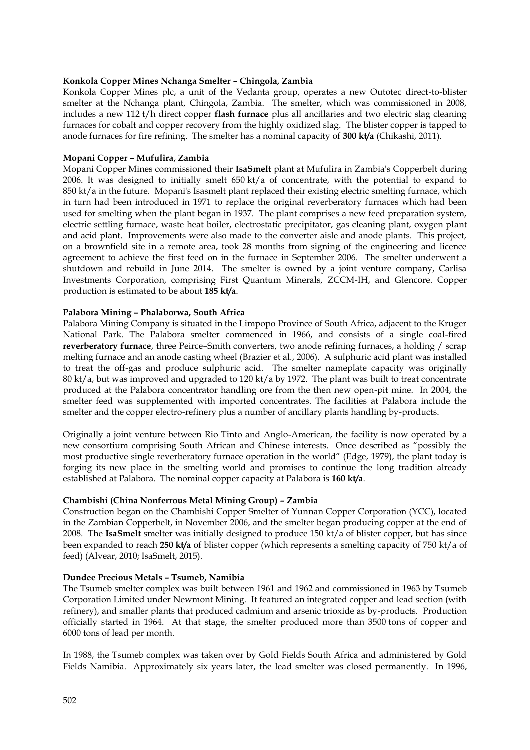**Konkola Copper Mines Nchanga Smelter – Chingola, Zambia**

Konkola Copper Mines plc, a unit of the Vedanta group, operates a new Outotec direct-to-blister smelter at the Nchanga plant, Chingola, Zambia. The smelter, which was commissioned in 2008, includes a new 112 t/h direct copper **flash furnace** plus all ancillaries and two electric slag cleaning furnaces for cobalt and copper recovery from the highly oxidized slag. The blister copper is tapped to anode furnaces for fire refining. The smelter has a nominal capacity of **300 kt/a** (Chikashi, 2011).

**Mopani Copper – Mufulira, Zambia**

Mopani Copper Mines commissioned their **IsaSmelt** plant at Mufulira in Zambia's Copperbelt during 2006. It was designed to initially smelt 650 kt/a of concentrate, with the potential to expand to 850 kt/a in the future. Mopani's Isasmelt plant replaced their existing electric smelting furnace, which in turn had been introduced in 1971 to replace the original reverberatory furnaces which had been used for smelting when the plant began in 1937. The plant comprises a new feed preparation system, electric settling furnace, waste heat boiler, electrostatic precipitator, gas cleaning plant, oxygen plant and acid plant. Improvements were also made to the converter aisle and anode plants. This project, on a brownfield site in a remote area, took 28 months from signing of the engineering and licence agreement to achieve the first feed on in the furnace in September 2006. The smelter underwent a shutdown and rebuild in June 2014. The smelter is owned by a joint venture company, Carlisa Investments Corporation, comprising First Quantum Minerals, ZCCM-IH, and Glencore. Copper production is estimated to be about **185 kt/a**.

**Palabora Mining – Phalaborwa, South Africa**

Palabora Mining Company is situated in the Limpopo Province of South Africa, adjacent to the Kruger National Park. The Palabora smelter commenced in 1966, and consists of a single coal-fired **reverberatory furnace**, three Peirce–Smith converters, two anode refining furnaces, a holding / scrap melting furnace and an anode casting wheel (Brazier et al., 2006). A sulphuric acid plant was installed to treat the off-gas and produce sulphuric acid. The smelter nameplate capacity was originally 80 kt/a, but was improved and upgraded to 120 kt/a by 1972. The plant was built to treat concentrate produced at the Palabora concentrator handling ore from the then new open-pit mine. In 2004, the smelter feed was supplemented with imported concentrates. The facilities at Palabora include the smelter and the copper electro-refinery plus a number of ancillary plants handling by-products.

Originally a joint venture between Rio Tinto and Anglo-American, the facility is now operated by a new consortium comprising South African and Chinese interests. Once described as "possibly the most productive single reverberatory furnace operation in the world" (Edge, 1979), the plant today is forging its new place in the smelting world and promises to continue the long tradition already established at Palabora. The nominal copper capacity at Palabora is **160 kt/a**.

**Chambishi (China Nonferrous Metal Mining Group) – Zambia**

Construction began on the Chambishi Copper Smelter of Yunnan Copper Corporation (YCC), located in the Zambian Copperbelt, in November 2006, and the smelter began producing copper at the end of 2008. The **IsaSmelt** smelter was initially designed to produce 150 kt/a of blister copper, but has since been expanded to reach **250 kt/a** of blister copper (which represents a smelting capacity of 750 kt/a of feed) (Alvear, 2010; IsaSmelt, 2015).

**Dundee Precious Metals – Tsumeb, Namibia**

The Tsumeb smelter complex was built between 1961 and 1962 and commissioned in 1963 by Tsumeb Corporation Limited under Newmont Mining. It featured an integrated copper and lead section (with refinery), and smaller plants that produced cadmium and arsenic trioxide as by-products. Production officially started in 1964. At that stage, the smelter produced more than 3500 tons of copper and 6000 tons of lead per month.

In 1988, the Tsumeb complex was taken over by Gold Fields South Africa and administered by Gold Fields Namibia. Approximately six years later, the lead smelter was closed permanently. In 1996,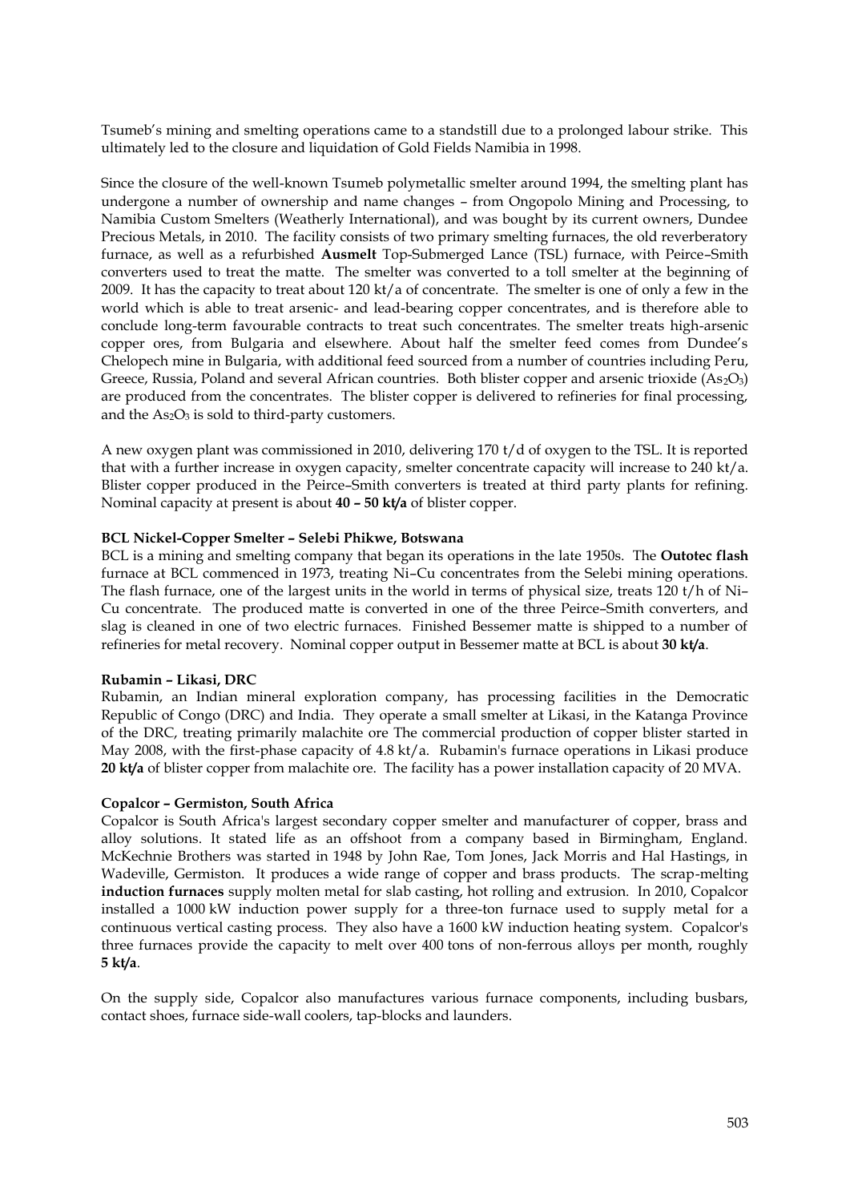Tsumeb's mining and smelting operations came to a standstill due to a prolonged labour strike. This ultimately led to the closure and liquidation of Gold Fields Namibia in 1998.

Since the closure of the well-known Tsumeb polymetallic smelter around 1994, the smelting plant has undergone a number of ownership and name changes – from Ongopolo Mining and Processing, to Namibia Custom Smelters (Weatherly International), and was bought by its current owners, Dundee Precious Metals, in 2010. The facility consists of two primary smelting furnaces, the old reverberatory furnace, as well as a refurbished **Ausmelt** Top-Submerged Lance (TSL) furnace, with Peirce–Smith converters used to treat the matte. The smelter was converted to a toll smelter at the beginning of 2009. It has the capacity to treat about 120 kt/a of concentrate. The smelter is one of only a few in the world which is able to treat arsenic- and lead-bearing copper concentrates, and is therefore able to conclude long-term favourable contracts to treat such concentrates. The smelter treats high-arsenic copper ores, from Bulgaria and elsewhere. About half the smelter feed comes from Dundee's Chelopech mine in Bulgaria, with additional feed sourced from a number of countries including Peru, Greece, Russia, Poland and several African countries. Both blister copper and arsenic trioxide ($As_2O_3$) are produced from the concentrates. The blister copper is delivered to refineries for final processing, and the $As_2O_3$ is sold to third-party customers.

A new oxygen plant was commissioned in 2010, delivering 170 t/d of oxygen to the TSL. It is reported that with a further increase in oxygen capacity, smelter concentrate capacity will increase to 240 kt/a. Blister copper produced in the Peirce–Smith converters is treated at third party plants for refining. Nominal capacity at present is about **40 – 50 kt/a** of blister copper.

**BCL Nickel-Copper Smelter – Selebi Phikwe, Botswana**

BCL is a mining and smelting company that began its operations in the late 1950s. The **Outotec flash** furnace at BCL commenced in 1973, treating Ni–Cu concentrates from the Selebi mining operations. The flash furnace, one of the largest units in the world in terms of physical size, treats 120 t/h of Ni–Cu concentrate. The produced matte is converted in one of the three Peirce–Smith converters, and slag is cleaned in one of two electric furnaces. Finished Bessemer matte is shipped to a number of refineries for metal recovery. Nominal copper output in Bessemer matte at BCL is about **30 kt/a**.

**Rubamin – Likasi, DRC**

Rubamin, an Indian mineral exploration company, has processing facilities in the Democratic Republic of Congo (DRC) and India. They operate a small smelter at Likasi, in the Katanga Province of the DRC, treating primarily malachite ore The commercial production of copper blister started in May 2008, with the first-phase capacity of 4.8 kt/a. Rubamin's furnace operations in Likasi produce **20 kt/a** of blister copper from malachite ore. The facility has a power installation capacity of 20 MVA.

**Copalcor – Germiston, South Africa**

Copalcor is South Africa's largest secondary copper smelter and manufacturer of copper, brass and alloy solutions. It stated life as an offshoot from a company based in Birmingham, England. McKechnie Brothers was started in 1948 by John Rae, Tom Jones, Jack Morris and Hal Hastings, in Wadeville, Germiston. It produces a wide range of copper and brass products. The scrap-melting **induction furnaces** supply molten metal for slab casting, hot rolling and extrusion. In 2010, Copalcor installed a 1000 kW induction power supply for a three-ton furnace used to supply metal for a continuous vertical casting process. They also have a 1600 kW induction heating system. Copalcor's three furnaces provide the capacity to melt over 400 tons of non-ferrous alloys per month, roughly **5 kt/a**.

On the supply side, Copalcor also manufactures various furnace components, including busbars, contact shoes, furnace side-wall coolers, tap-blocks and launders.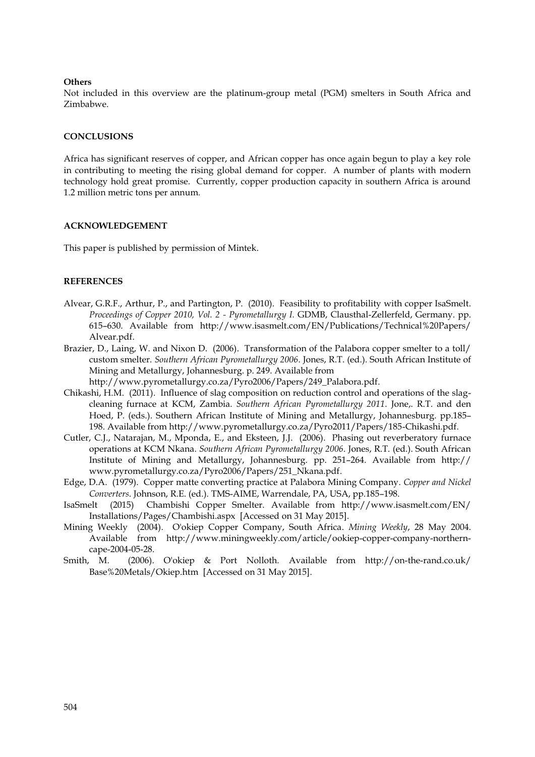**Others**

Not included in this overview are the platinum-group metal (PGM) smelters in South Africa and Zimbabwe.

## CONCLUSIONS

Africa has significant reserves of copper, and African copper has once again begun to play a key role in contributing to meeting the rising global demand for copper. A number of plants with modern technology hold great promise. Currently, copper production capacity in southern Africa is around 1.2 million metric tons per annum.

## ACKNOWLEDGEMENT

This paper is published by permission of Mintek.

## REFERENCES

Alvear, G.R.F., Arthur, P., and Partington, P. (2010). Feasibility to profitability with copper IsaSmelt. *Proceedings of Copper 2010, Vol. 2 - Pyrometallurgy I.* GDMB, Clausthal-Zellerfeld, Germany. pp. 615–630. Available from http://www.isasmelt.com/EN/Publications/Technical%20Papers/Alvear.pdf.

Brazier, D., Laing, W. and Nixon D. (2006). Transformation of the Palabora copper smelter to a toll/custom smelter. *Southern African Pyrometallurgy 2006*. Jones, R.T. (ed.). South African Institute of Mining and Metallurgy, Johannesburg. p. 249. Available from http://www.pyrometallurgy.co.za/Pyro2006/Papers/249_Palabora.pdf.

Chikashi, H.M. (2011). Influence of slag composition on reduction control and operations of the slag-cleaning furnace at KCM, Zambia. *Southern African Pyrometallurgy 2011*. Jone,. R.T. and den Hoed, P. (eds.). Southern African Institute of Mining and Metallurgy, Johannesburg. pp.185–198. Available from http://www.pyrometallurgy.co.za/Pyro2011/Papers/185-Chikashi.pdf.

Cutler, C.J., Natarajan, M., Mponda, E., and Eksteen, J.J. (2006). Phasing out reverberatory furnace operations at KCM Nkana. *Southern African Pyrometallurgy 2006*. Jones, R.T. (ed.). South African Institute of Mining and Metallurgy, Johannesburg. pp. 251–264. Available from http://www.pyrometallurgy.co.za/Pyro2006/Papers/251_Nkana.pdf.

Edge, D.A. (1979). Copper matte converting practice at Palabora Mining Company. *Copper and Nickel Converters*. Johnson, R.E. (ed.). TMS-AIME, Warrendale, PA, USA, pp.185–198.

IsaSmelt (2015) Chambishi Copper Smelter. Available from http://www.isasmelt.com/EN/Installations/Pages/Chambishi.aspx [Accessed on 31 May 2015].

Mining Weekly (2004). O'okiep Copper Company, South Africa. *Mining Weekly*, 28 May 2004. Available from http://www.miningweekly.com/article/ookiep-copper-company-northern-cape-2004-05-28.

Smith, M. (2006). O'okiep & Port Nolloth. Available from http://on-the-rand.co.uk/Base%20Metals/Okiep.htm [Accessed on 31 May 2015].